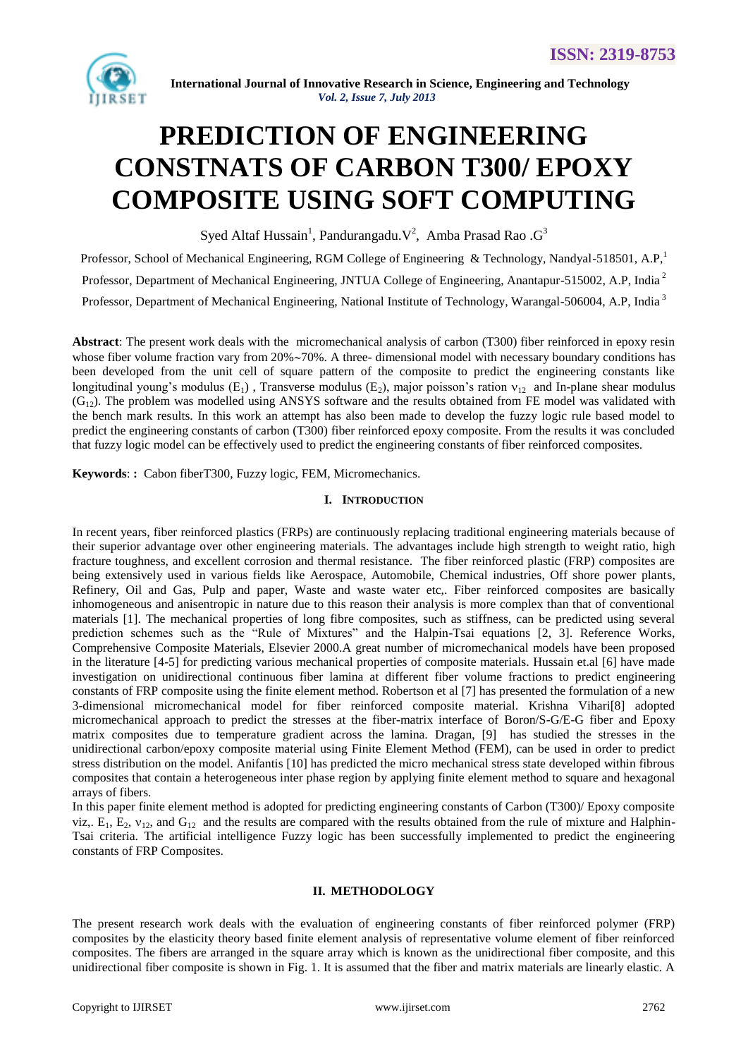# PREDICTION OF ENGINEERING CONSTNATS OF CARBON T300/ EPOXY COMPOSITE USING SOFT COMPUTING

Syed Altaf Hussain[1], Pandurangadu.V[2], Amba Prasad Rao .G[3]

Professor, School of Mechanical Engineering, RGM College of Engineering & Technology, Nandyal-518501, A.P,[1]

Professor, Department of Mechanical Engineering, JNTUA College of Engineering, Anantapur-515002, A.P, India [2]

Professor, Department of Mechanical Engineering, National Institute of Technology, Warangal-506004, A.P, India [3]

**Abstract**: The present work deals with the micromechanical analysis of carbon (T300) fiber reinforced in epoxy resin whose fiber volume fraction vary from 20%~70%. A three- dimensional model with necessary boundary conditions has been developed from the unit cell of square pattern of the composite to predict the engineering constants like longitudinal young's modulus ($E_1$) , Transverse modulus ($E_2$), major poisson's ration $\nu_{12}$ and In-plane shear modulus ($G_{12}$). The problem was modelled using ANSYS software and the results obtained from FE model was validated with the bench mark results. In this work an attempt has also been made to develop the fuzzy logic rule based model to predict the engineering constants of carbon (T300) fiber reinforced epoxy composite. From the results it was concluded that fuzzy logic model can be effectively used to predict the engineering constants of fiber reinforced composites.

**Keywords**: **:** Cabon fiberT300, Fuzzy logic, FEM, Micromechanics.

## I. INTRODUCTION

In recent years, fiber reinforced plastics (FRPs) are continuously replacing traditional engineering materials because of their superior advantage over other engineering materials. The advantages include high strength to weight ratio, high fracture toughness, and excellent corrosion and thermal resistance. The fiber reinforced plastic (FRP) composites are being extensively used in various fields like Aerospace, Automobile, Chemical industries, Off shore power plants, Refinery, Oil and Gas, Pulp and paper, Waste and waste water etc,. Fiber reinforced composites are basically inhomogeneous and anisentropic in nature due to this reason their analysis is more complex than that of conventional materials [1]. The mechanical properties of long fibre composites, such as stiffness, can be predicted using several prediction schemes such as the "Rule of Mixtures" and the Halpin-Tsai equations [2, 3]. Reference Works, Comprehensive Composite Materials, Elsevier 2000.A great number of micromechanical models have been proposed in the literature [4-5] for predicting various mechanical properties of composite materials. Hussain et.al [6] have made investigation on unidirectional continuous fiber lamina at different fiber volume fractions to predict engineering constants of FRP composite using the finite element method. Robertson et al [7] has presented the formulation of a new 3-dimensional micromechanical model for fiber reinforced composite material. Krishna Vihari[8] adopted micromechanical approach to predict the stresses at the fiber-matrix interface of Boron/S-G/E-G fiber and Epoxy matrix composites due to temperature gradient across the lamina. Dragan, [9] has studied the stresses in the unidirectional carbon/epoxy composite material using Finite Element Method (FEM), can be used in order to predict stress distribution on the model. Anifantis [10] has predicted the micro mechanical stress state developed within fibrous composites that contain a heterogeneous inter phase region by applying finite element method to square and hexagonal arrays of fibers.

In this paper finite element method is adopted for predicting engineering constants of Carbon (T300)/ Epoxy composite viz,. $E_1$, $E_2$, $\nu_{12}$, and $G_{12}$ and the results are compared with the results obtained from the rule of mixture and Halphin-Tsai criteria. The artificial intelligence Fuzzy logic has been successfully implemented to predict the engineering constants of FRP Composites.

## II. METHODOLOGY

The present research work deals with the evaluation of engineering constants of fiber reinforced polymer (FRP) composites by the elasticity theory based finite element analysis of representative volume element of fiber reinforced composites. The fibers are arranged in the square array which is known as the unidirectional fiber composite, and this unidirectional fiber composite is shown in Fig. 1. It is assumed that the fiber and matrix materials are linearly elastic. A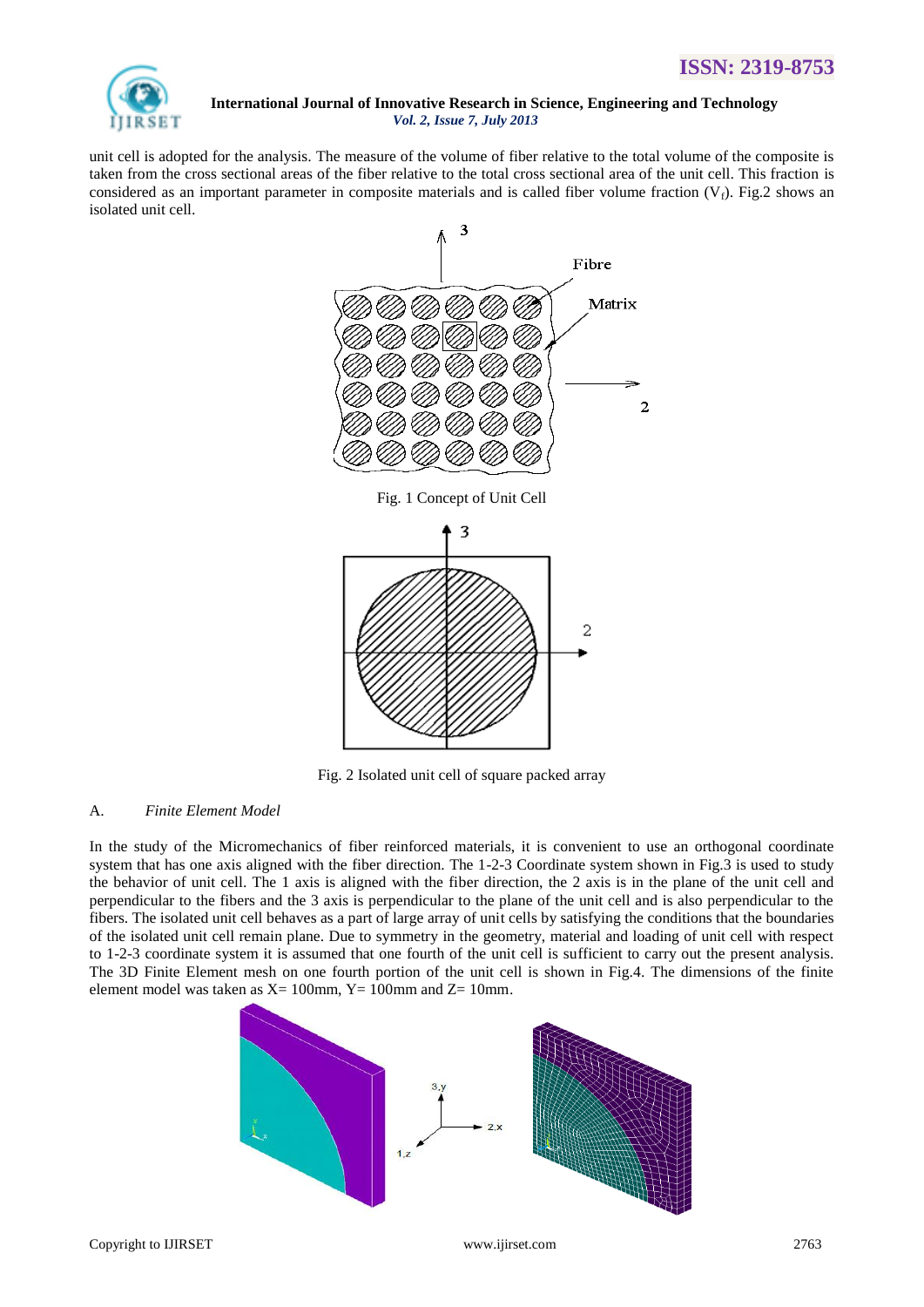unit cell is adopted for the analysis. The measure of the volume of fiber relative to the total volume of the composite is taken from the cross sectional areas of the fiber relative to the total cross sectional area of the unit cell. This fraction is considered as an important parameter in composite materials and is called fiber volume fraction ($V_f$). Fig.2 shows an isolated unit cell.

Fig. 1 Concept of Unit Cell

Fig. 2 Isolated unit cell of square packed array

A. *Finite Element Model*

In the study of the Micromechanics of fiber reinforced materials, it is convenient to use an orthogonal coordinate system that has one axis aligned with the fiber direction. The 1-2-3 Coordinate system shown in Fig.3 is used to study the behavior of unit cell. The 1 axis is aligned with the fiber direction, the 2 axis is in the plane of the unit cell and perpendicular to the fibers and the 3 axis is perpendicular to the plane of the unit cell and is also perpendicular to the fibers. The isolated unit cell behaves as a part of large array of unit cells by satisfying the conditions that the boundaries of the isolated unit cell remain plane. Due to symmetry in the geometry, material and loading of unit cell with respect to 1-2-3 coordinate system it is assumed that one fourth of the unit cell is sufficient to carry out the present analysis. The 3D Finite Element mesh on one fourth portion of the unit cell is shown in Fig.4. The dimensions of the finite element model was taken as X= 100mm, Y= 100mm and Z= 10mm.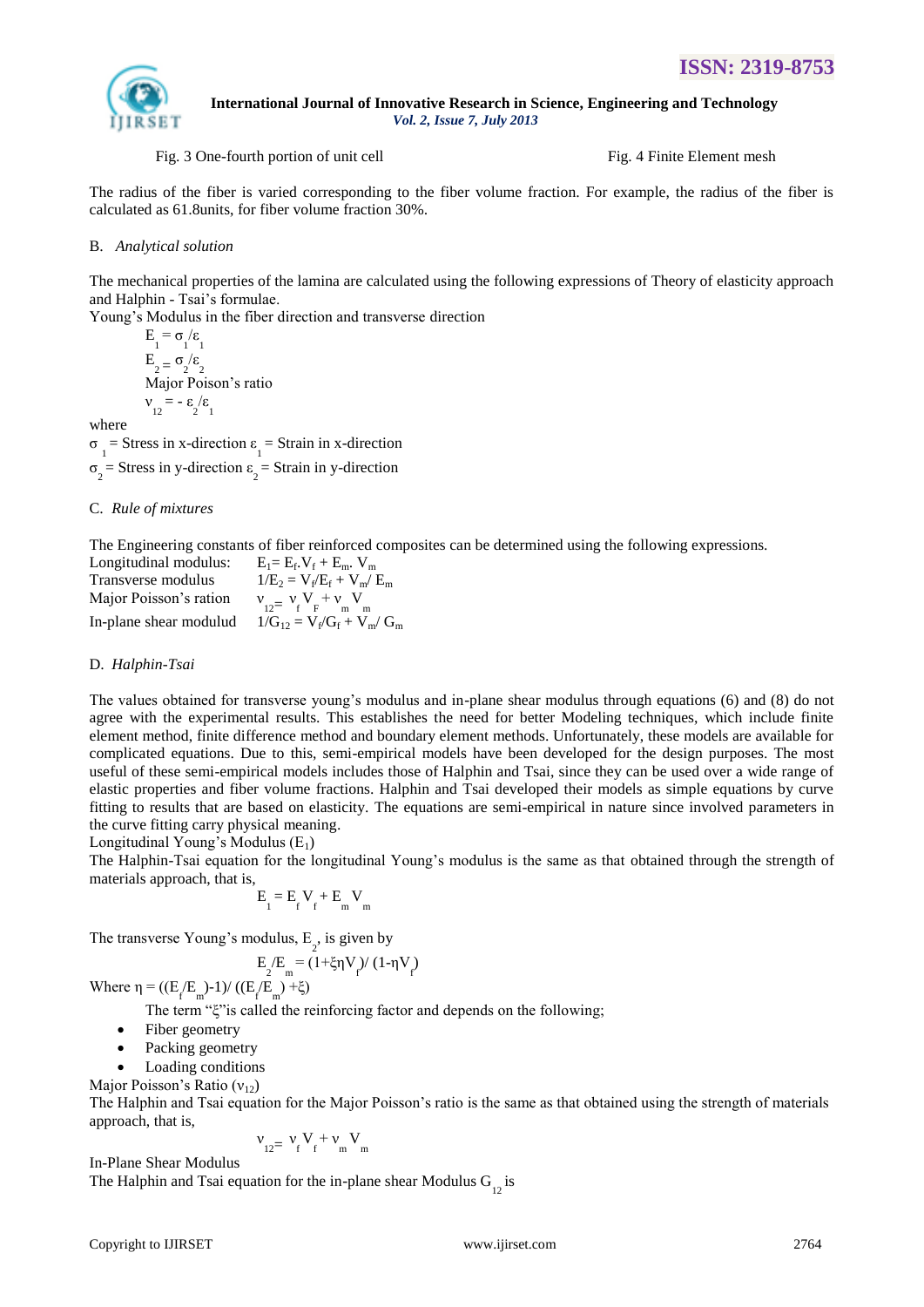Fig. 3 One-fourth portion of unit cell　　　　　　　　　　Fig. 4 Finite Element mesh

The radius of the fiber is varied corresponding to the fiber volume fraction. For example, the radius of the fiber is calculated as 61.8units, for fiber volume fraction 30%.

B. *Analytical solution*

The mechanical properties of the lamina are calculated using the following expressions of Theory of elasticity approach and Halphin - Tsai's formulae.

Young's Modulus in the fiber direction and transverse direction

$$E_1 = \sigma_1/\varepsilon_1$$

$$E_2 = \sigma_2/\varepsilon_2$$

Major Poison's ratio

$$\nu_{12} = -\varepsilon_2/\varepsilon_1$$

where

$\sigma_1$ = Stress in x-direction $\varepsilon_1$ = Strain in x-direction

$\sigma_2$ = Stress in y-direction $\varepsilon_2$ = Strain in y-direction

C. *Rule of mixtures*

The Engineering constants of fiber reinforced composites can be determined using the following expressions.

Longitudinal modulus: $E_1 = E_f . V_f + E_m . V_m$

Transverse modulus $1/E_2 = V_f/E_f + V_m/E_m$

Major Poisson's ration $\nu_{12} = \nu_f V_F + \nu_m V_m$

In-plane shear modulud $1/G_{12} = V_f/G_f + V_m/G_m$

D. *Halphin-Tsai*

The values obtained for transverse young's modulus and in-plane shear modulus through equations (6) and (8) do not agree with the experimental results. This establishes the need for better Modeling techniques, which include finite element method, finite difference method and boundary element methods. Unfortunately, these models are available for complicated equations. Due to this, semi-empirical models have been developed for the design purposes. The most useful of these semi-empirical models includes those of Halphin and Tsai, since they can be used over a wide range of elastic properties and fiber volume fractions. Halphin and Tsai developed their models as simple equations by curve fitting to results that are based on elasticity. The equations are semi-empirical in nature since involved parameters in the curve fitting carry physical meaning.

Longitudinal Young's Modulus ($E_1$)

The Halphin-Tsai equation for the longitudinal Young's modulus is the same as that obtained through the strength of materials approach, that is,

$$E_1 = E_f V_f + E_m V_m$$

The transverse Young's modulus, $E_2$, is given by

$$E_2/E_m = (1+\xi\eta V_f)/(1-\eta V_f)$$

Where $\eta = ((E_f/E_m)-1)/((E_f/E_m)+\xi)$

The term "$\xi$"is called the reinforcing factor and depends on the following;

- Fiber geometry
- Packing geometry
- Loading conditions

Major Poisson's Ratio ($\nu_{12}$)

The Halphin and Tsai equation for the Major Poisson's ratio is the same as that obtained using the strength of materials approach, that is,

$$\nu_{12} = \nu_f V_f + \nu_m V_m$$

In-Plane Shear Modulus

The Halphin and Tsai equation for the in-plane shear Modulus $G_{12}$ is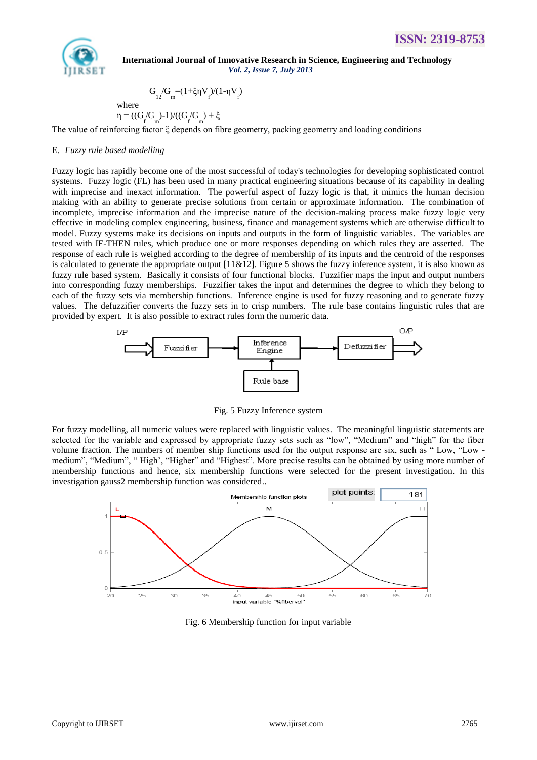$$G_{12}/G_m = (1+\xi\eta V_f)/(1-\eta V_f)$$

where

$$\eta = ((G_f/G_m)-1)/((G_f/G_m) + \xi$$

The value of reinforcing factor $\xi$ depends on fibre geometry, packing geometry and loading conditions

### E. *Fuzzy rule based modelling*

Fuzzy logic has rapidly become one of the most successful of today's technologies for developing sophisticated control systems. Fuzzy logic (FL) has been used in many practical engineering situations because of its capability in dealing with imprecise and inexact information. The powerful aspect of fuzzy logic is that, it mimics the human decision making with an ability to generate precise solutions from certain or approximate information. The combination of incomplete, imprecise information and the imprecise nature of the decision-making process make fuzzy logic very effective in modeling complex engineering, business, finance and management systems which are otherwise difficult to model. Fuzzy systems make its decisions on inputs and outputs in the form of linguistic variables. The variables are tested with IF-THEN rules, which produce one or more responses depending on which rules they are asserted. The response of each rule is weighed according to the degree of membership of its inputs and the centroid of the responses is calculated to generate the appropriate output [11&12]. Figure 5 shows the fuzzy inference system, it is also known as fuzzy rule based system. Basically it consists of four functional blocks. Fuzzifier maps the input and output numbers into corresponding fuzzy memberships. Fuzzifier takes the input and determines the degree to which they belong to each of the fuzzy sets via membership functions. Inference engine is used for fuzzy reasoning and to generate fuzzy values. The defuzzifier converts the fuzzy sets in to crisp numbers. The rule base contains linguistic rules that are provided by expert. It is also possible to extract rules form the numeric data.

Fig. 5 Fuzzy Inference system

For fuzzy modelling, all numeric values were replaced with linguistic values. The meaningful linguistic statements are selected for the variable and expressed by appropriate fuzzy sets such as "low", "Medium" and "high" for the fiber volume fraction. The numbers of member ship functions used for the output response are six, such as " Low, "Low - medium", "Medium", " High', "Higher" and "Highest". More precise results can be obtained by using more number of membership functions and hence, six membership functions were selected for the present investigation. In this investigation gauss2 membership function was considered..

Fig. 6 Membership function for input variable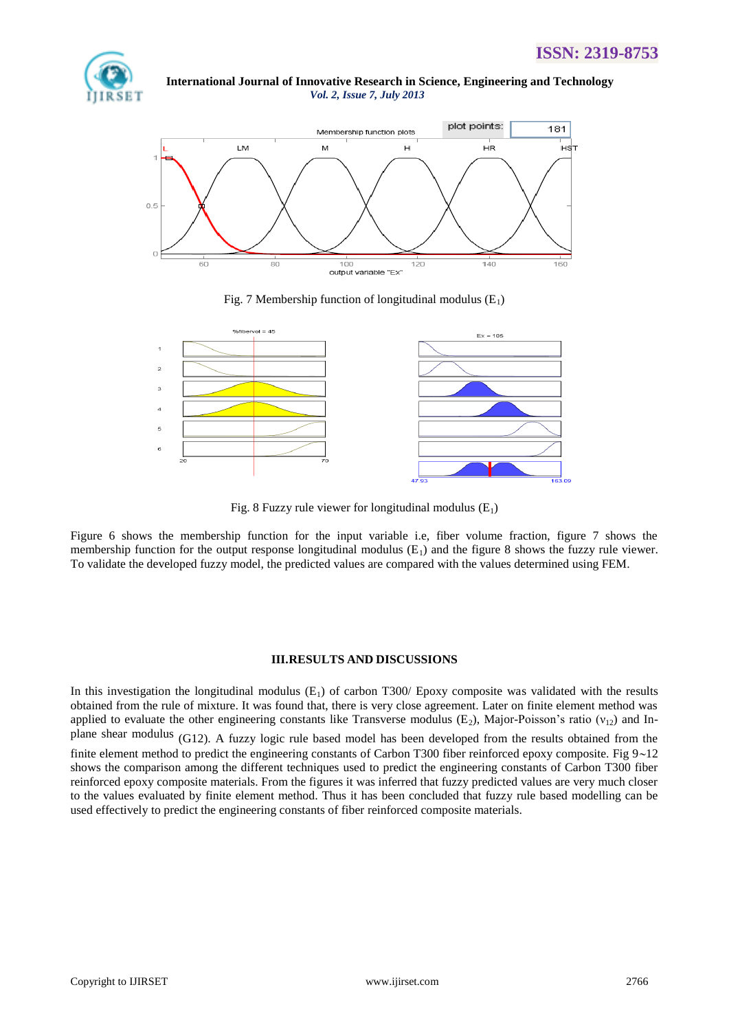Fig. 7 Membership function of longitudinal modulus ($E_1$)

Fig. 8 Fuzzy rule viewer for longitudinal modulus ($E_1$)

Figure 6 shows the membership function for the input variable i.e, fiber volume fraction, figure 7 shows the membership function for the output response longitudinal modulus ($E_1$) and the figure 8 shows the fuzzy rule viewer. To validate the developed fuzzy model, the predicted values are compared with the values determined using FEM.

## III.RESULTS AND DISCUSSIONS

In this investigation the longitudinal modulus ($E_1$) of carbon T300/ Epoxy composite was validated with the results obtained from the rule of mixture. It was found that, there is very close agreement. Later on finite element method was applied to evaluate the other engineering constants like Transverse modulus ($E_2$), Major-Poisson's ratio ($\nu_{12}$) and In-plane shear modulus (G12). A fuzzy logic rule based model has been developed from the results obtained from the finite element method to predict the engineering constants of Carbon T300 fiber reinforced epoxy composite. Fig 9~12 shows the comparison among the different techniques used to predict the engineering constants of Carbon T300 fiber reinforced epoxy composite materials. From the figures it was inferred that fuzzy predicted values are very much closer to the values evaluated by finite element method. Thus it has been concluded that fuzzy rule based modelling can be used effectively to predict the engineering constants of fiber reinforced composite materials.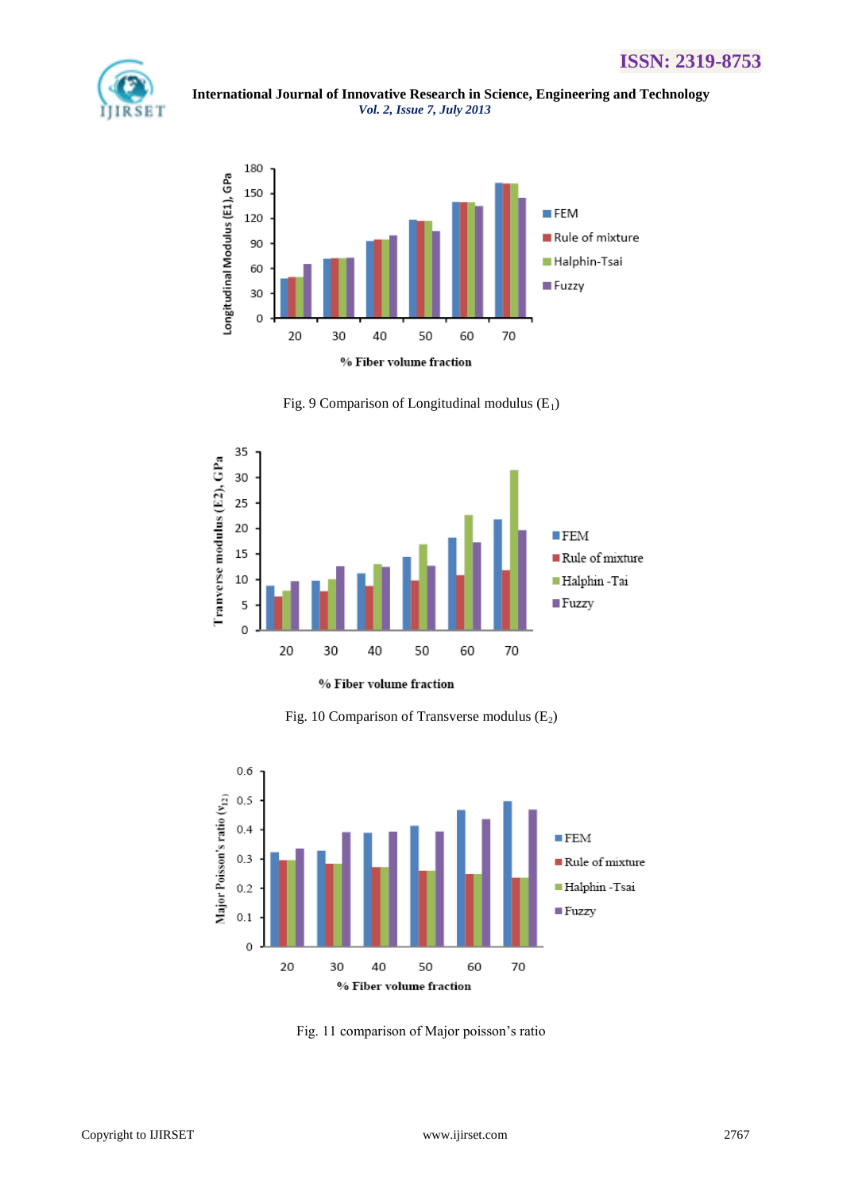Fig. 9 Comparison of Longitudinal modulus ($E_1$)

Fig. 10 Comparison of Transverse modulus ($E_2$)

Fig. 11 comparison of Major poisson's ratio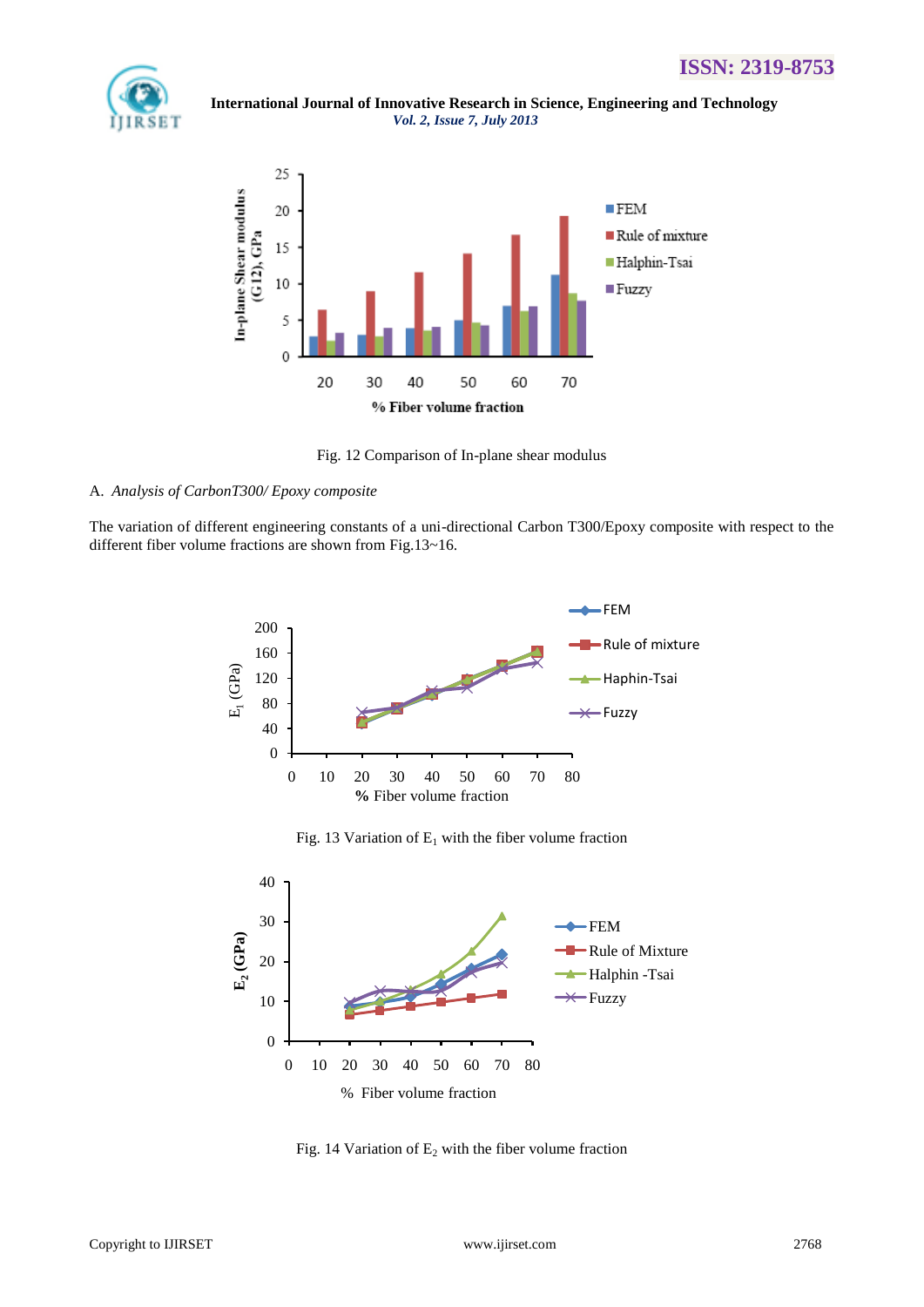Fig. 12 Comparison of In-plane shear modulus

A. *Analysis of CarbonT300/ Epoxy composite*

The variation of different engineering constants of a uni-directional Carbon T300/Epoxy composite with respect to the different fiber volume fractions are shown from Fig.13~16.

Fig. 13 Variation of $E_1$ with the fiber volume fraction

Fig. 14 Variation of $E_2$ with the fiber volume fraction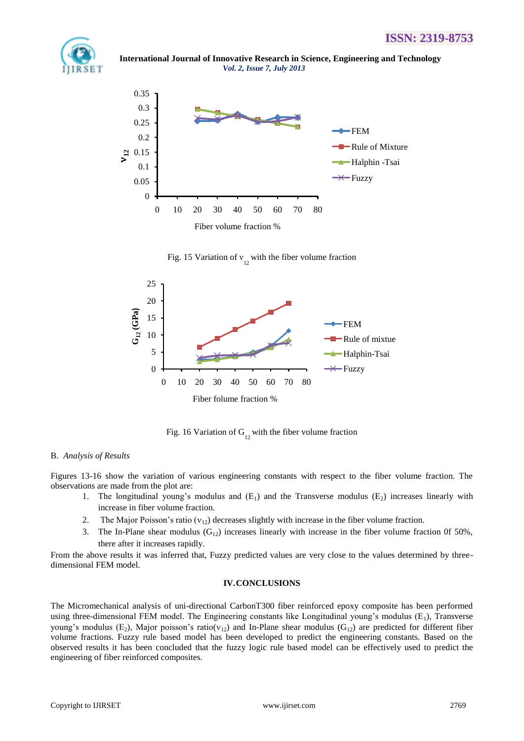Fig. 15 Variation of $v_{12}$ with the fiber volume fraction

Fig. 16 Variation of $G_{12}$ with the fiber volume fraction

B. *Analysis of Results*

Figures 13-16 show the variation of various engineering constants with respect to the fiber volume fraction. The observations are made from the plot are:

1. The longitudinal young's modulus and ($E_1$) and the Transverse modulus ($E_2$) increases linearly with increase in fiber volume fraction.
2. The Major Poisson's ratio ($\nu_{12}$) decreases slightly with increase in the fiber volume fraction.
3. The In-Plane shear modulus ($G_{12}$) increases linearly with increase in the fiber volume fraction 0f 50%, there after it increases rapidly.

From the above results it was inferred that, Fuzzy predicted values are very close to the values determined by three-dimensional FEM model.

## IV. CONCLUSIONS

The Micromechanical analysis of uni-directional CarbonT300 fiber reinforced epoxy composite has been performed using three-dimensional FEM model. The Engineering constants like Longitudinal young's modulus ($E_1$), Transverse young's modulus ($E_2$), Major poisson's ratio($\nu_{12}$) and In-Plane shear modulus ($G_{12}$) are predicted for different fiber volume fractions. Fuzzy rule based model has been developed to predict the engineering constants. Based on the observed results it has been concluded that the fuzzy logic rule based model can be effectively used to predict the engineering of fiber reinforced composites.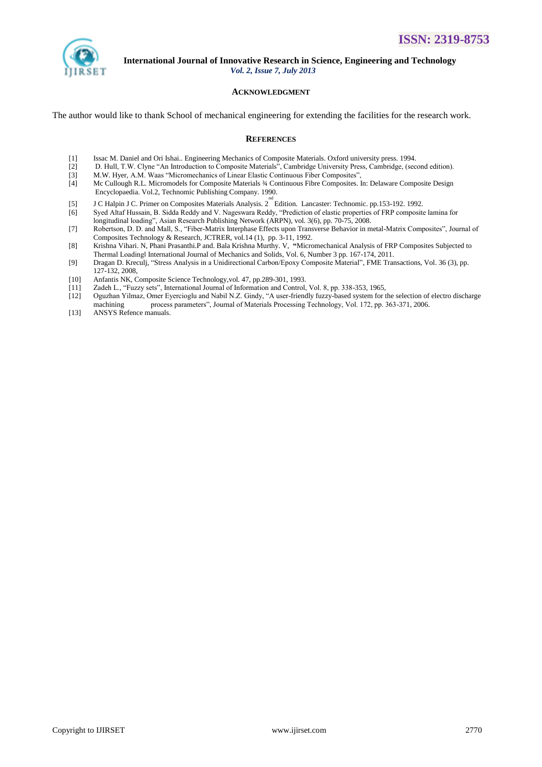## ACKNOWLEDGMENT

The author would like to thank School of mechanical engineering for extending the facilities for the research work.

## REFERENCES

[1] Issac M. Daniel and Ori Ishai.. Engineering Mechanics of Composite Materials. Oxford university press. 1994.

[2] D. Hull, T.W. Clyne "An Introduction to Composite Materials", Cambridge University Press, Cambridge, (second edition).

[3] M.W. Hyer, A.M. Waas "Micromechanics of Linear Elastic Continuous Fiber Composites",

[4] Mc Cullough R.L. Micromodels for Composite Materials ¾ Continuous Fibre Composites. In: Delaware Composite Design Encyclopaedia. Vol.2, Technomic Publishing Company. 1990.

[5] J C Halpin J C. Primer on Composites Materials Analysis. 2nd Edition. Lancaster: Technomic. pp.153-192. 1992.

[6] Syed Altaf Hussain, B. Sidda Reddy and V. Nageswara Reddy, "Prediction of elastic properties of FRP composite lamina for longitudinal loading", Asian Research Publishing Network (ARPN), vol. 3(6), pp. 70-75, 2008.

[7] Robertson, D. D. and Mall, S., "Fiber-Matrix Interphase Effects upon Transverse Behavior in metal-Matrix Composites", Journal of Composites Technology & Research, JCTRER, vol.14 (1), pp. 3-11, 1992.

[8] Krishna Vihari. N, Phani Prasanthi.P and. Bala Krishna Murthy. V, "Micromechanical Analysis of FRP Composites Subjected to Thermal Loading‖ International Journal of Mechanics and Solids, Vol. 6, Number 3 pp. 167-174, 2011.

[9] Dragan D. Kreculj, "Stress Analysis in a Unidirectional Carbon/Epoxy Composite Material", FME Transactions, Vol. 36 (3), pp. 127-132, 2008,

[10] Anfantis NK, Composite Science Technology,vol. 47, pp.289-301, 1993.

[11] Zadeh L., "Fuzzy sets", International Journal of Information and Control, Vol. 8, pp. 338-353, 1965,

[12] Oguzhan Yilmaz, Omer Eyercioglu and Nabil N.Z. Gindy, "A user-friendly fuzzy-based system for the selection of electro discharge machining process parameters", Journal of Materials Processing Technology, Vol. 172, pp. 363-371, 2006.

[13] ANSYS Refence manuals.